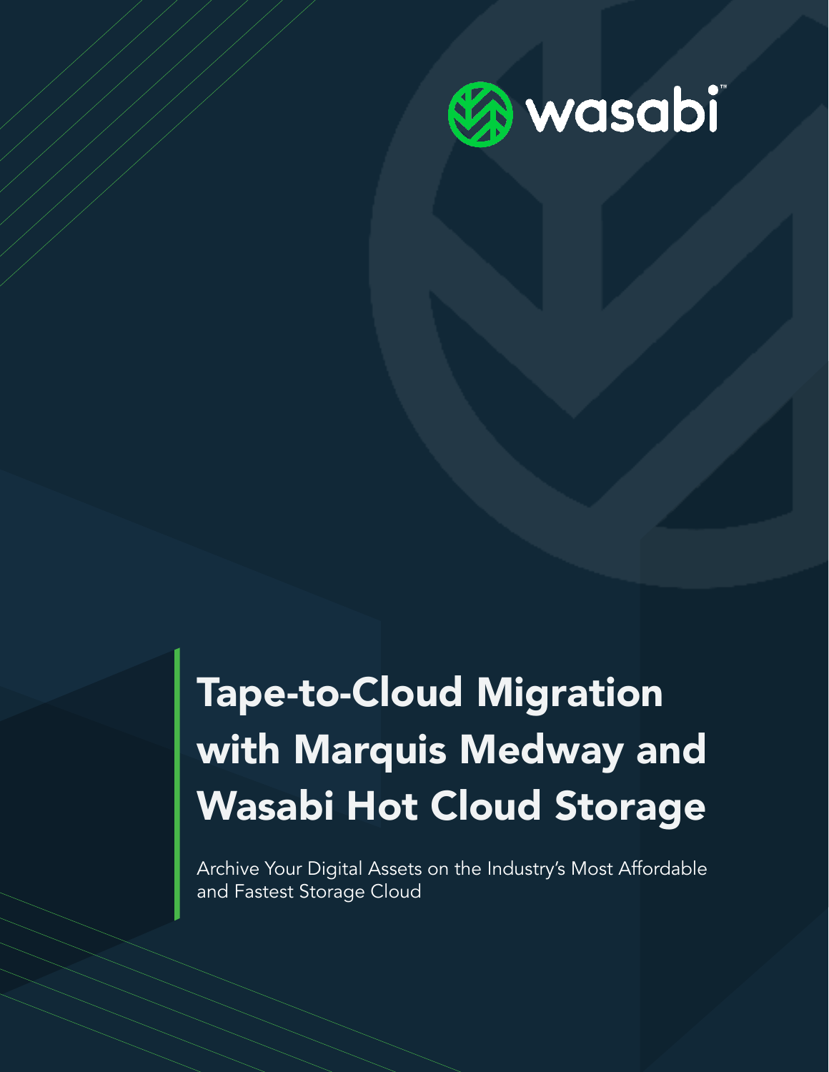wasabi™

# Tape-to-Cloud Migration with Marquis Medway and Wasabi Hot Cloud Storage

Archive Your Digital Assets on the Industry's Most Affordable and Fastest Storage Cloud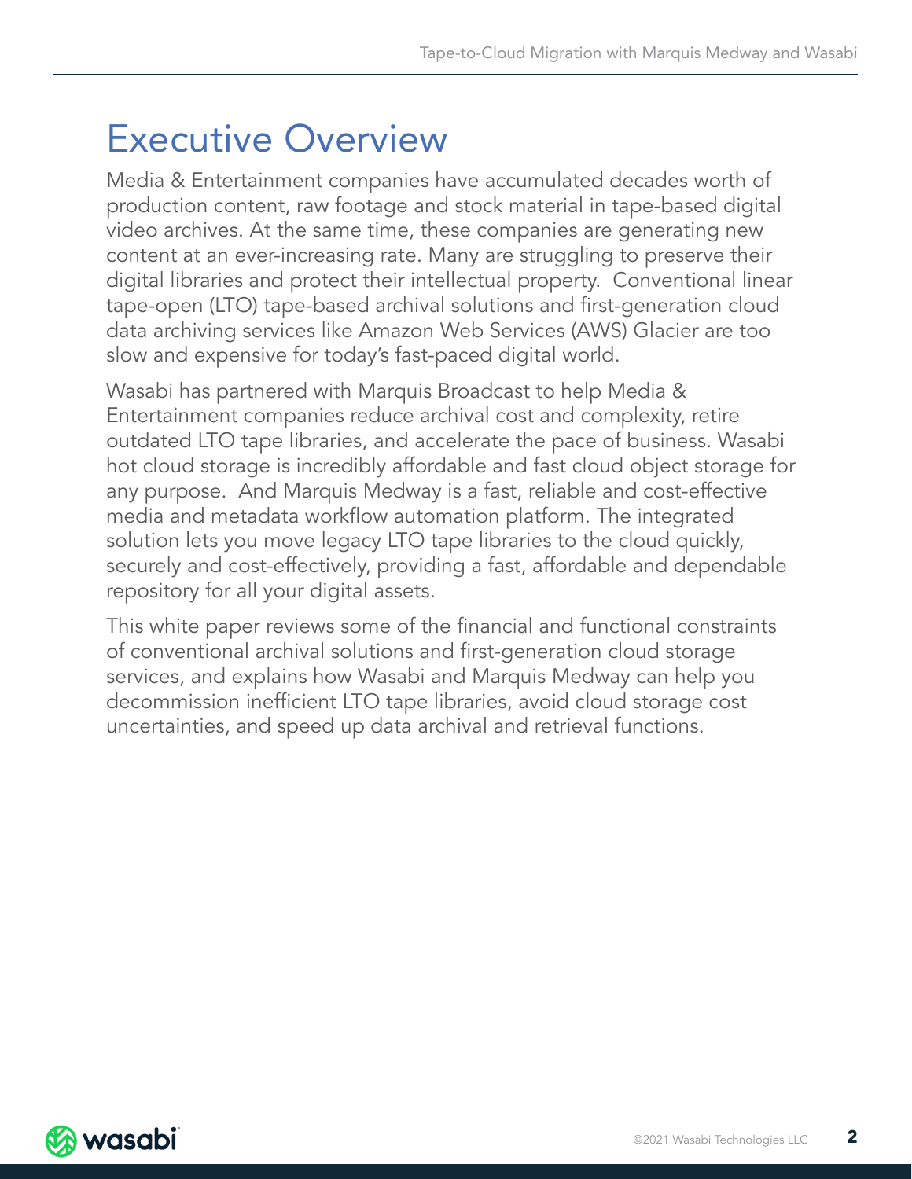# Executive Overview

Media & Entertainment companies have accumulated decades worth of production content, raw footage and stock material in tape-based digital video archives. At the same time, these companies are generating new content at an ever-increasing rate. Many are struggling to preserve their digital libraries and protect their intellectual property. Conventional linear tape-open (LTO) tape-based archival solutions and first-generation cloud data archiving services like Amazon Web Services (AWS) Glacier are too slow and expensive for today's fast-paced digital world.

Wasabi has partnered with Marquis Broadcast to help Media & Entertainment companies reduce archival cost and complexity, retire outdated LTO tape libraries, and accelerate the pace of business. Wasabi hot cloud storage is incredibly affordable and fast cloud object storage for any purpose. And Marquis Medway is a fast, reliable and cost-effective media and metadata workflow automation platform. The integrated solution lets you move legacy LTO tape libraries to the cloud quickly, securely and cost-effectively, providing a fast, affordable and dependable repository for all your digital assets.

This white paper reviews some of the financial and functional constraints of conventional archival solutions and first-generation cloud storage services, and explains how Wasabi and Marquis Medway can help you decommission inefficient LTO tape libraries, avoid cloud storage cost uncertainties, and speed up data archival and retrieval functions.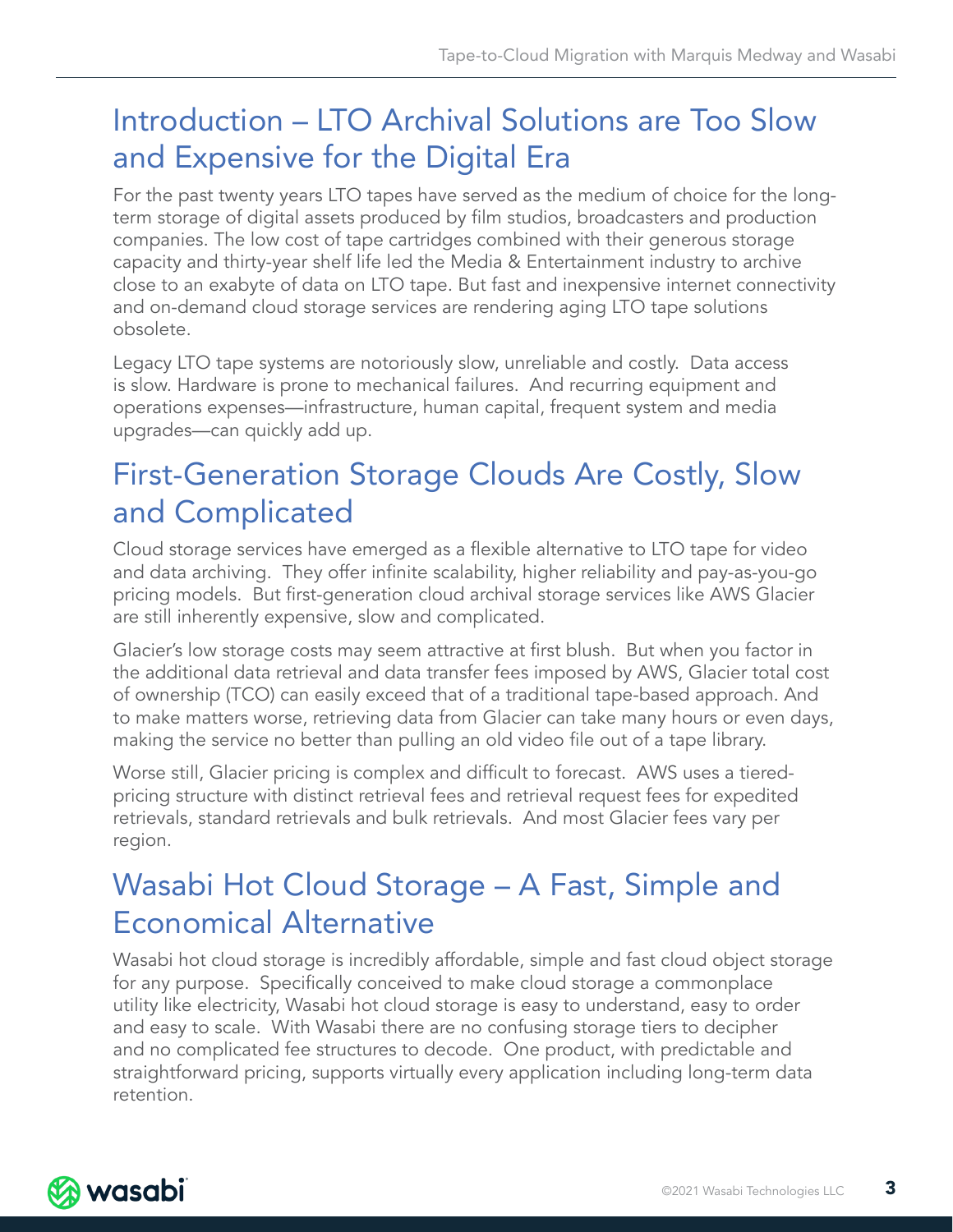## Introduction – LTO Archival Solutions are Too Slow and Expensive for the Digital Era

For the past twenty years LTO tapes have served as the medium of choice for the long-term storage of digital assets produced by film studios, broadcasters and production companies. The low cost of tape cartridges combined with their generous storage capacity and thirty-year shelf life led the Media & Entertainment industry to archive close to an exabyte of data on LTO tape. But fast and inexpensive internet connectivity and on-demand cloud storage services are rendering aging LTO tape solutions obsolete.

Legacy LTO tape systems are notoriously slow, unreliable and costly. Data access is slow. Hardware is prone to mechanical failures. And recurring equipment and operations expenses—infrastructure, human capital, frequent system and media upgrades—can quickly add up.

## First-Generation Storage Clouds Are Costly, Slow and Complicated

Cloud storage services have emerged as a flexible alternative to LTO tape for video and data archiving. They offer infinite scalability, higher reliability and pay-as-you-go pricing models. But first-generation cloud archival storage services like AWS Glacier are still inherently expensive, slow and complicated.

Glacier's low storage costs may seem attractive at first blush. But when you factor in the additional data retrieval and data transfer fees imposed by AWS, Glacier total cost of ownership (TCO) can easily exceed that of a traditional tape-based approach. And to make matters worse, retrieving data from Glacier can take many hours or even days, making the service no better than pulling an old video file out of a tape library.

Worse still, Glacier pricing is complex and difficult to forecast. AWS uses a tiered-pricing structure with distinct retrieval fees and retrieval request fees for expedited retrievals, standard retrievals and bulk retrievals. And most Glacier fees vary per region.

## Wasabi Hot Cloud Storage – A Fast, Simple and Economical Alternative

Wasabi hot cloud storage is incredibly affordable, simple and fast cloud object storage for any purpose. Specifically conceived to make cloud storage a commonplace utility like electricity, Wasabi hot cloud storage is easy to understand, easy to order and easy to scale. With Wasabi there are no confusing storage tiers to decipher and no complicated fee structures to decode. One product, with predictable and straightforward pricing, supports virtually every application including long-term data retention.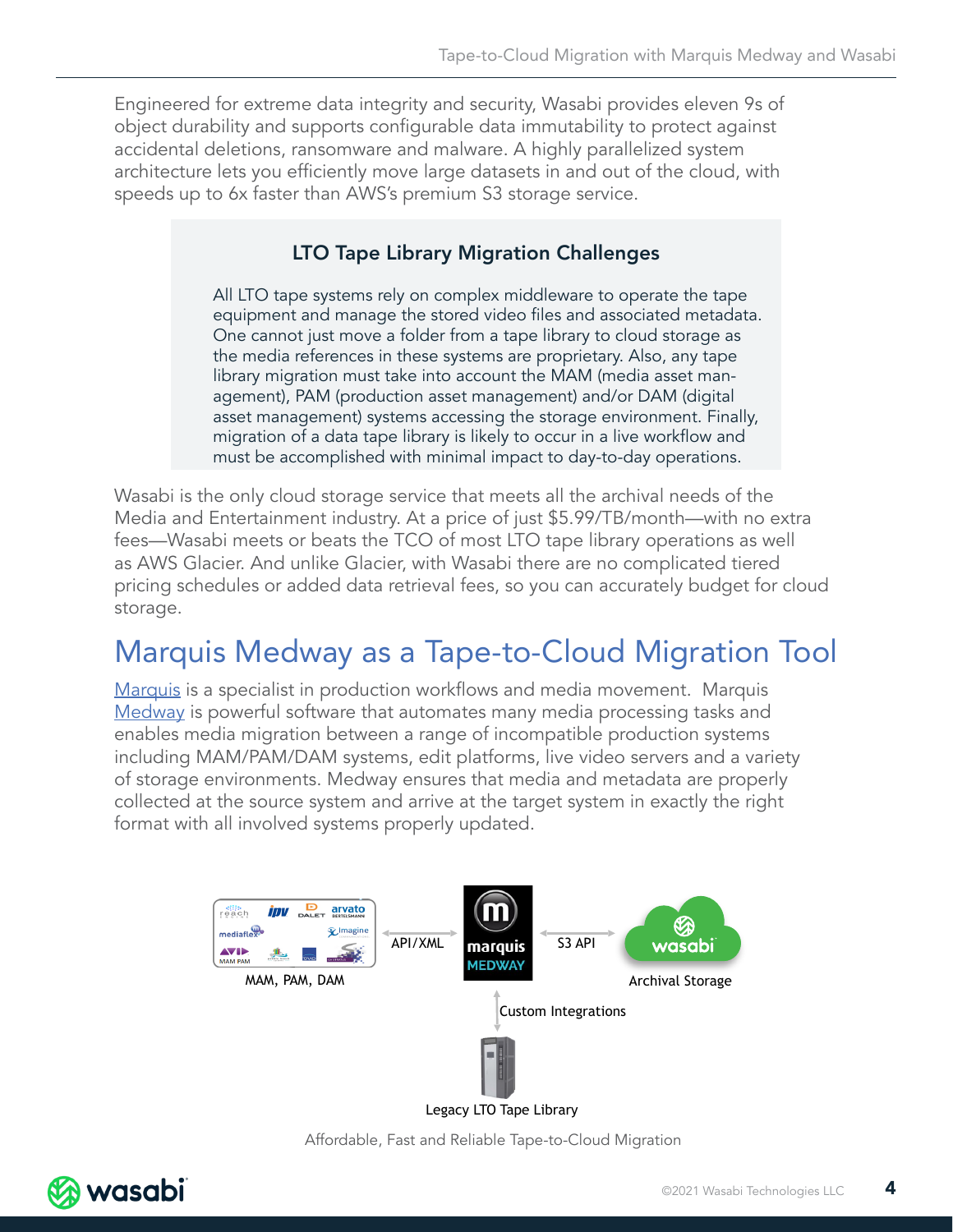Engineered for extreme data integrity and security, Wasabi provides eleven 9s of object durability and supports configurable data immutability to protect against accidental deletions, ransomware and malware. A highly parallelized system architecture lets you efficiently move large datasets in and out of the cloud, with speeds up to 6x faster than AWS's premium S3 storage service.

### LTO Tape Library Migration Challenges

All LTO tape systems rely on complex middleware to operate the tape equipment and manage the stored video files and associated metadata. One cannot just move a folder from a tape library to cloud storage as the media references in these systems are proprietary. Also, any tape library migration must take into account the MAM (media asset management), PAM (production asset management) and/or DAM (digital asset management) systems accessing the storage environment. Finally, migration of a data tape library is likely to occur in a live workflow and must be accomplished with minimal impact to day-to-day operations.

Wasabi is the only cloud storage service that meets all the archival needs of the Media and Entertainment industry. At a price of just $5.99/TB/month—with no extra fees—Wasabi meets or beats the TCO of most LTO tape library operations as well as AWS Glacier. And unlike Glacier, with Wasabi there are no complicated tiered pricing schedules or added data retrieval fees, so you can accurately budget for cloud storage.

## Marquis Medway as a Tape-to-Cloud Migration Tool

Marquis is a specialist in production workflows and media movement. Marquis Medway is powerful software that automates many media processing tasks and enables media migration between a range of incompatible production systems including MAM/PAM/DAM systems, edit platforms, live video servers and a variety of storage environments. Medway ensures that media and metadata are properly collected at the source system and arrive at the target system in exactly the right format with all involved systems properly updated.

MAM, PAM, DAM — API/XML — marquis MEDWAY — S3 API — wasabi Archival Storage

Custom Integrations — Legacy LTO Tape Library

Affordable, Fast and Reliable Tape-to-Cloud Migration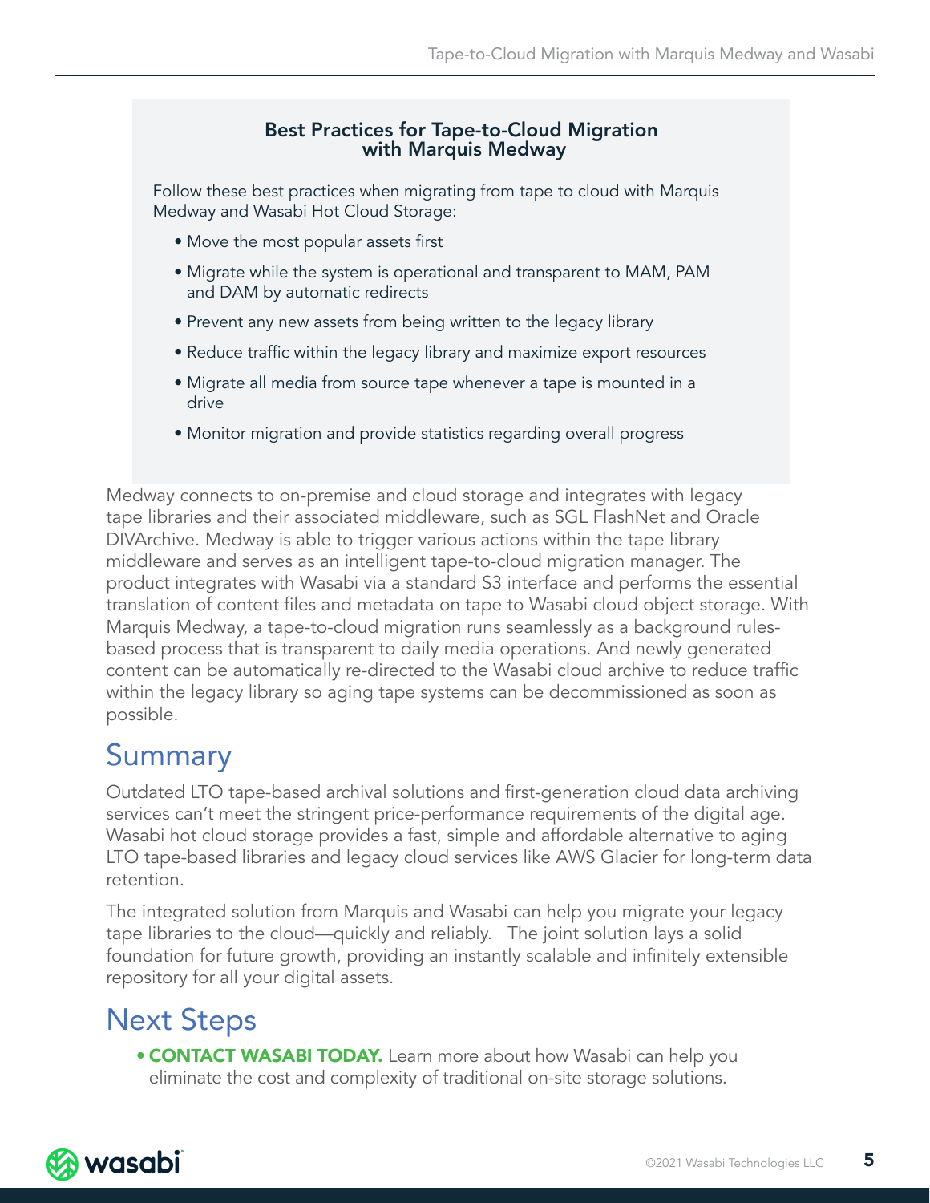### Best Practices for Tape-to-Cloud Migration with Marquis Medway

Follow these best practices when migrating from tape to cloud with Marquis Medway and Wasabi Hot Cloud Storage:

- Move the most popular assets first
- Migrate while the system is operational and transparent to MAM, PAM and DAM by automatic redirects
- Prevent any new assets from being written to the legacy library
- Reduce traffic within the legacy library and maximize export resources
- Migrate all media from source tape whenever a tape is mounted in a drive
- Monitor migration and provide statistics regarding overall progress

Medway connects to on-premise and cloud storage and integrates with legacy tape libraries and their associated middleware, such as SGL FlashNet and Oracle DIVArchive. Medway is able to trigger various actions within the tape library middleware and serves as an intelligent tape-to-cloud migration manager. The product integrates with Wasabi via a standard S3 interface and performs the essential translation of content files and metadata on tape to Wasabi cloud object storage. With Marquis Medway, a tape-to-cloud migration runs seamlessly as a background rules-based process that is transparent to daily media operations. And newly generated content can be automatically re-directed to the Wasabi cloud archive to reduce traffic within the legacy library so aging tape systems can be decommissioned as soon as possible.

## Summary

Outdated LTO tape-based archival solutions and first-generation cloud data archiving services can't meet the stringent price-performance requirements of the digital age. Wasabi hot cloud storage provides a fast, simple and affordable alternative to aging LTO tape-based libraries and legacy cloud services like AWS Glacier for long-term data retention.

The integrated solution from Marquis and Wasabi can help you migrate your legacy tape libraries to the cloud—quickly and reliably. The joint solution lays a solid foundation for future growth, providing an instantly scalable and infinitely extensible repository for all your digital assets.

## Next Steps

- **CONTACT WASABI TODAY.** Learn more about how Wasabi can help you eliminate the cost and complexity of traditional on-site storage solutions.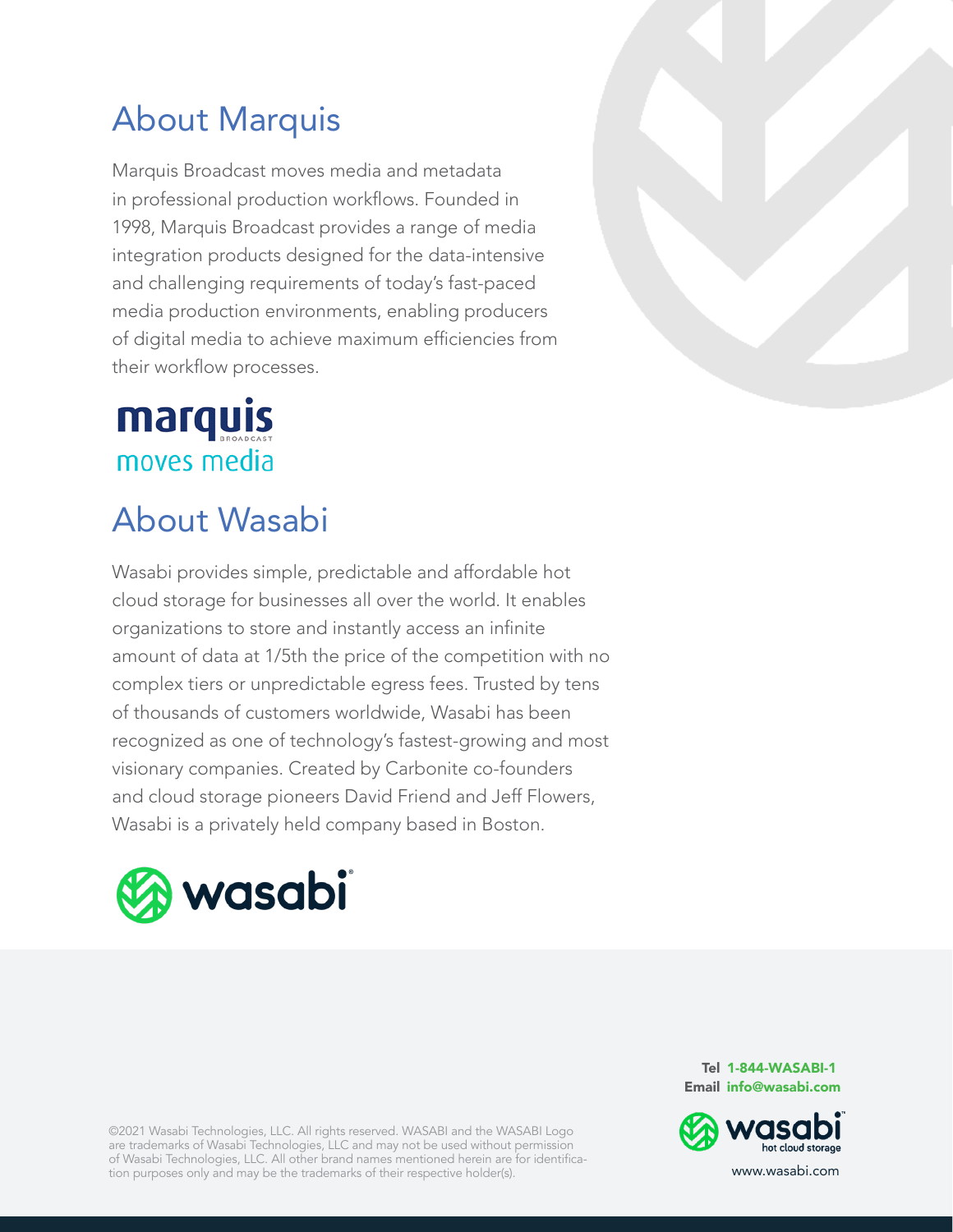## About Marquis

Marquis Broadcast moves media and metadata in professional production workflows. Founded in 1998, Marquis Broadcast provides a range of media integration products designed for the data-intensive and challenging requirements of today's fast-paced media production environments, enabling producers of digital media to achieve maximum efficiencies from their workflow processes.

marquis BROADCAST
moves media

## About Wasabi

Wasabi provides simple, predictable and affordable hot cloud storage for businesses all over the world. It enables organizations to store and instantly access an infinite amount of data at 1/5th the price of the competition with no complex tiers or unpredictable egress fees. Trusted by tens of thousands of customers worldwide, Wasabi has been recognized as one of technology's fastest-growing and most visionary companies. Created by Carbonite co-founders and cloud storage pioneers David Friend and Jeff Flowers, Wasabi is a privately held company based in Boston.

wasabi®

**Tel** 1-844-WASABI-1
**Email** info@wasabi.com

wasabi™ hot cloud storage

www.wasabi.com

©2021 Wasabi Technologies, LLC. All rights reserved. WASABI and the WASABI Logo are trademarks of Wasabi Technologies, LLC and may not be used without permission of Wasabi Technologies, LLC. All other brand names mentioned herein are for identification purposes only and may be the trademarks of their respective holder(s).